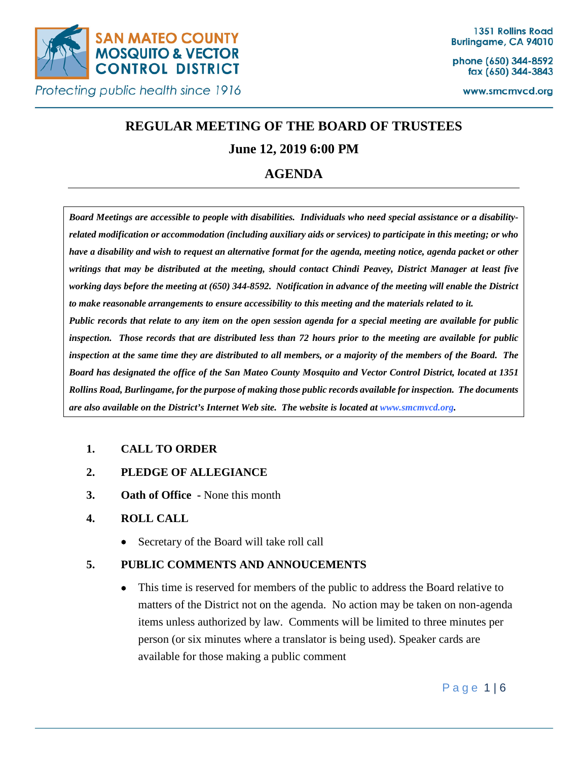SAN MATEO COUNTY MOSQUITO & VECTOR CONTROL DISTRICT

*Protecting public health since 1916*

1351 Rollins Road
Burlingame, CA 94010

phone (650) 344-8592
fax (650) 344-3843

www.smcmvcd.org

# REGULAR MEETING OF THE BOARD OF TRUSTEES

## June 12, 2019 6:00 PM

## AGENDA

***Board Meetings are accessible to people with disabilities. Individuals who need special assistance or a disability-related modification or accommodation (including auxiliary aids or services) to participate in this meeting; or who have a disability and wish to request an alternative format for the agenda, meeting notice, agenda packet or other writings that may be distributed at the meeting, should contact Chindi Peavey, District Manager at least five working days before the meeting at (650) 344-8592. Notification in advance of the meeting will enable the District to make reasonable arrangements to ensure accessibility to this meeting and the materials related to it.***

***Public records that relate to any item on the open session agenda for a special meeting are available for public inspection. Those records that are distributed less than 72 hours prior to the meeting are available for public inspection at the same time they are distributed to all members, or a majority of the members of the Board. The Board has designated the office of the San Mateo County Mosquito and Vector Control District, located at 1351 Rollins Road, Burlingame, for the purpose of making those public records available for inspection. The documents are also available on the District's Internet Web site. The website is located at www.smcmvcd.org.***

1. **CALL TO ORDER**
2. **PLEDGE OF ALLEGIANCE**
3. **Oath of Office** - None this month
4. **ROLL CALL**
   - Secretary of the Board will take roll call
5. **PUBLIC COMMENTS AND ANNOUCEMENTS**
   - This time is reserved for members of the public to address the Board relative to matters of the District not on the agenda. No action may be taken on non-agenda items unless authorized by law. Comments will be limited to three minutes per person (or six minutes where a translator is being used). Speaker cards are available for those making a public comment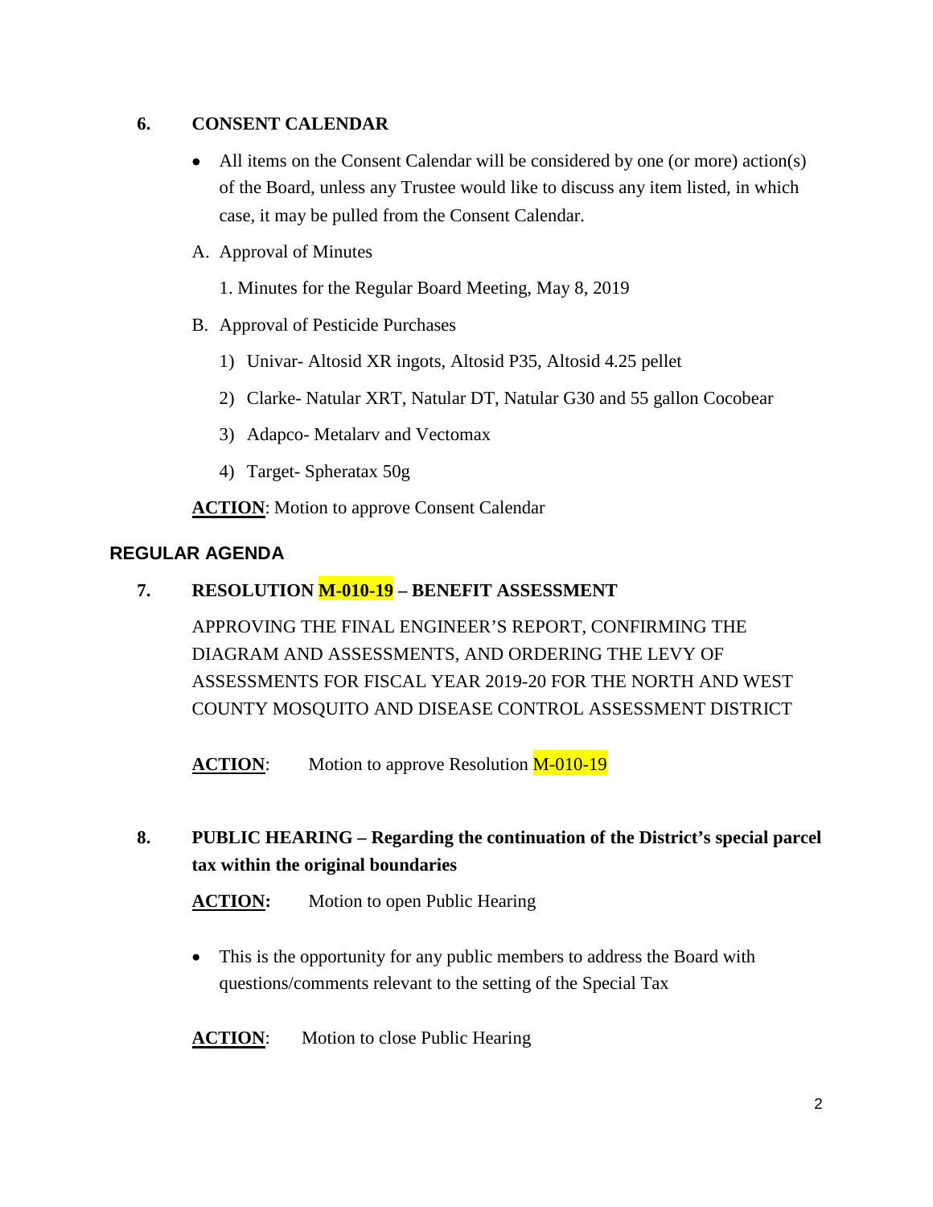## 6. CONSENT CALENDAR

- All items on the Consent Calendar will be considered by one (or more) action(s) of the Board, unless any Trustee would like to discuss any item listed, in which case, it may be pulled from the Consent Calendar.

A. Approval of Minutes

1. Minutes for the Regular Board Meeting, May 8, 2019

B. Approval of Pesticide Purchases

1) Univar- Altosid XR ingots, Altosid P35, Altosid 4.25 pellet

2) Clarke- Natular XRT, Natular DT, Natular G30 and 55 gallon Cocobear

3) Adapco- Metalarv and Vectomax

4) Target- Spheratax 50g

**ACTION**: Motion to approve Consent Calendar

## REGULAR AGENDA

## 7. RESOLUTION M-010-19 – BENEFIT ASSESSMENT

APPROVING THE FINAL ENGINEER'S REPORT, CONFIRMING THE DIAGRAM AND ASSESSMENTS, AND ORDERING THE LEVY OF ASSESSMENTS FOR FISCAL YEAR 2019-20 FOR THE NORTH AND WEST COUNTY MOSQUITO AND DISEASE CONTROL ASSESSMENT DISTRICT

**ACTION**: Motion to approve Resolution M-010-19

## 8. PUBLIC HEARING – Regarding the continuation of the District's special parcel tax within the original boundaries

**ACTION:** Motion to open Public Hearing

- This is the opportunity for any public members to address the Board with questions/comments relevant to the setting of the Special Tax

**ACTION**: Motion to close Public Hearing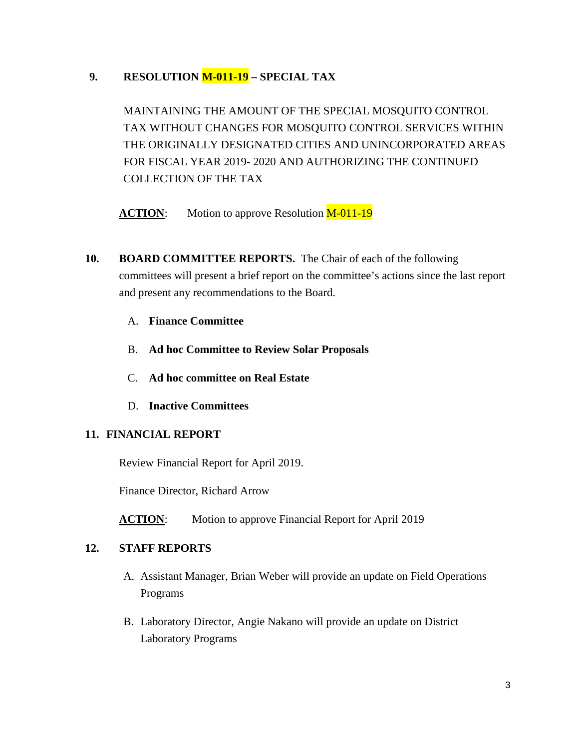## 9. RESOLUTION M-011-19 – SPECIAL TAX

MAINTAINING THE AMOUNT OF THE SPECIAL MOSQUITO CONTROL TAX WITHOUT CHANGES FOR MOSQUITO CONTROL SERVICES WITHIN THE ORIGINALLY DESIGNATED CITIES AND UNINCORPORATED AREAS FOR FISCAL YEAR 2019- 2020 AND AUTHORIZING THE CONTINUED COLLECTION OF THE TAX

**ACTION**: Motion to approve Resolution M-011-19

## 10. BOARD COMMITTEE REPORTS.

The Chair of each of the following committees will present a brief report on the committee's actions since the last report and present any recommendations to the Board.

A. **Finance Committee**

B. **Ad hoc Committee to Review Solar Proposals**

C. **Ad hoc committee on Real Estate**

D. **Inactive Committees**

## 11. FINANCIAL REPORT

Review Financial Report for April 2019.

Finance Director, Richard Arrow

**ACTION**: Motion to approve Financial Report for April 2019

## 12. STAFF REPORTS

A. Assistant Manager, Brian Weber will provide an update on Field Operations Programs

B. Laboratory Director, Angie Nakano will provide an update on District Laboratory Programs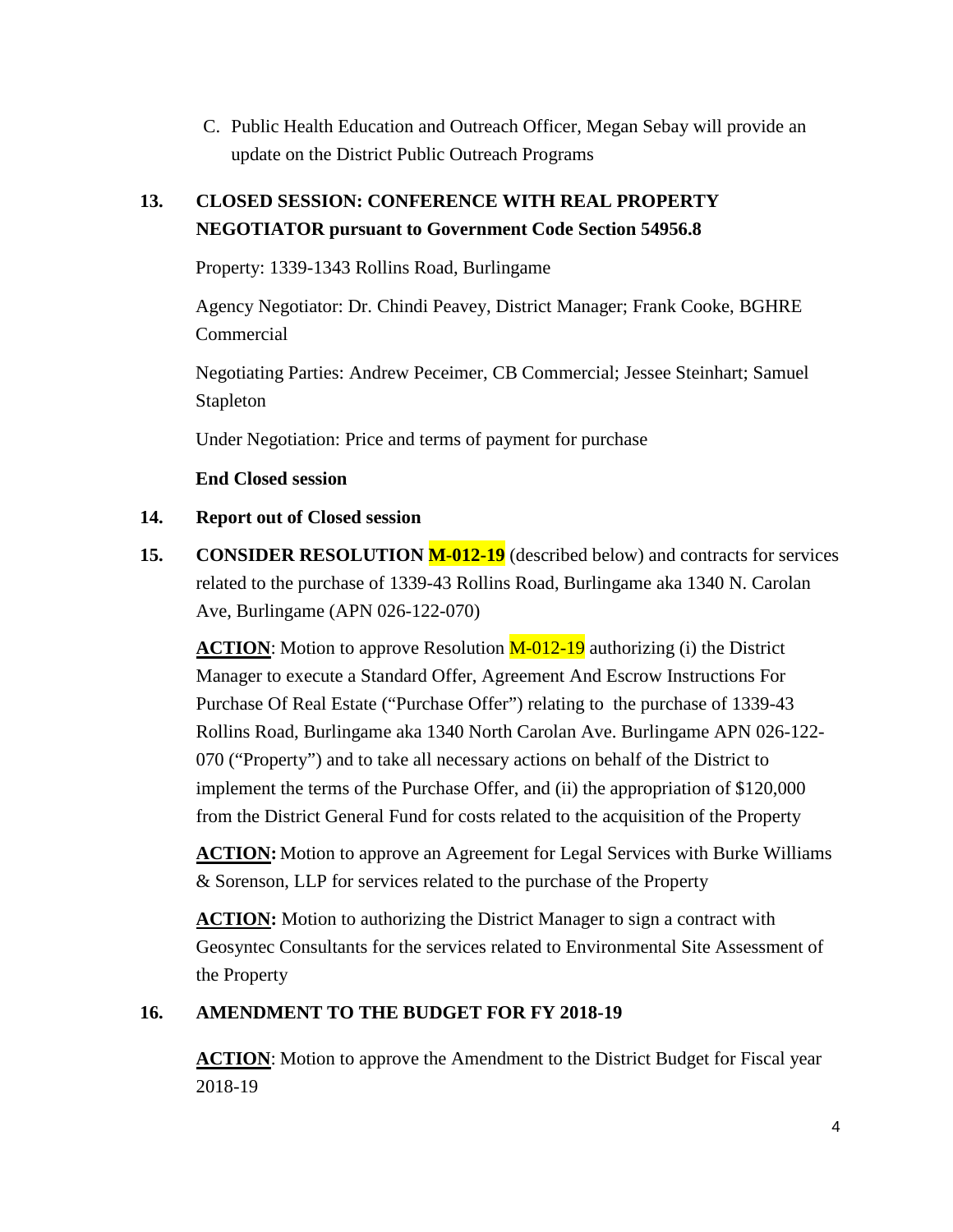C. Public Health Education and Outreach Officer, Megan Sebay will provide an update on the District Public Outreach Programs

**13. CLOSED SESSION: CONFERENCE WITH REAL PROPERTY NEGOTIATOR pursuant to Government Code Section 54956.8**

Property: 1339-1343 Rollins Road, Burlingame

Agency Negotiator: Dr. Chindi Peavey, District Manager; Frank Cooke, BGHRE Commercial

Negotiating Parties: Andrew Peceimer, CB Commercial; Jessee Steinhart; Samuel Stapleton

Under Negotiation: Price and terms of payment for purchase

**End Closed session**

**14. Report out of Closed session**

**15. CONSIDER RESOLUTION M-012-19** (described below) and contracts for services related to the purchase of 1339-43 Rollins Road, Burlingame aka 1340 N. Carolan Ave, Burlingame (APN 026-122-070)

**ACTION**: Motion to approve Resolution M-012-19 authorizing (i) the District Manager to execute a Standard Offer, Agreement And Escrow Instructions For Purchase Of Real Estate ("Purchase Offer") relating to the purchase of 1339-43 Rollins Road, Burlingame aka 1340 North Carolan Ave. Burlingame APN 026-122-070 ("Property") and to take all necessary actions on behalf of the District to implement the terms of the Purchase Offer, and (ii) the appropriation of $120,000 from the District General Fund for costs related to the acquisition of the Property

**ACTION:** Motion to approve an Agreement for Legal Services with Burke Williams & Sorenson, LLP for services related to the purchase of the Property

**ACTION:** Motion to authorizing the District Manager to sign a contract with Geosyntec Consultants for the services related to Environmental Site Assessment of the Property

**16. AMENDMENT TO THE BUDGET FOR FY 2018-19**

**ACTION**: Motion to approve the Amendment to the District Budget for Fiscal year 2018-19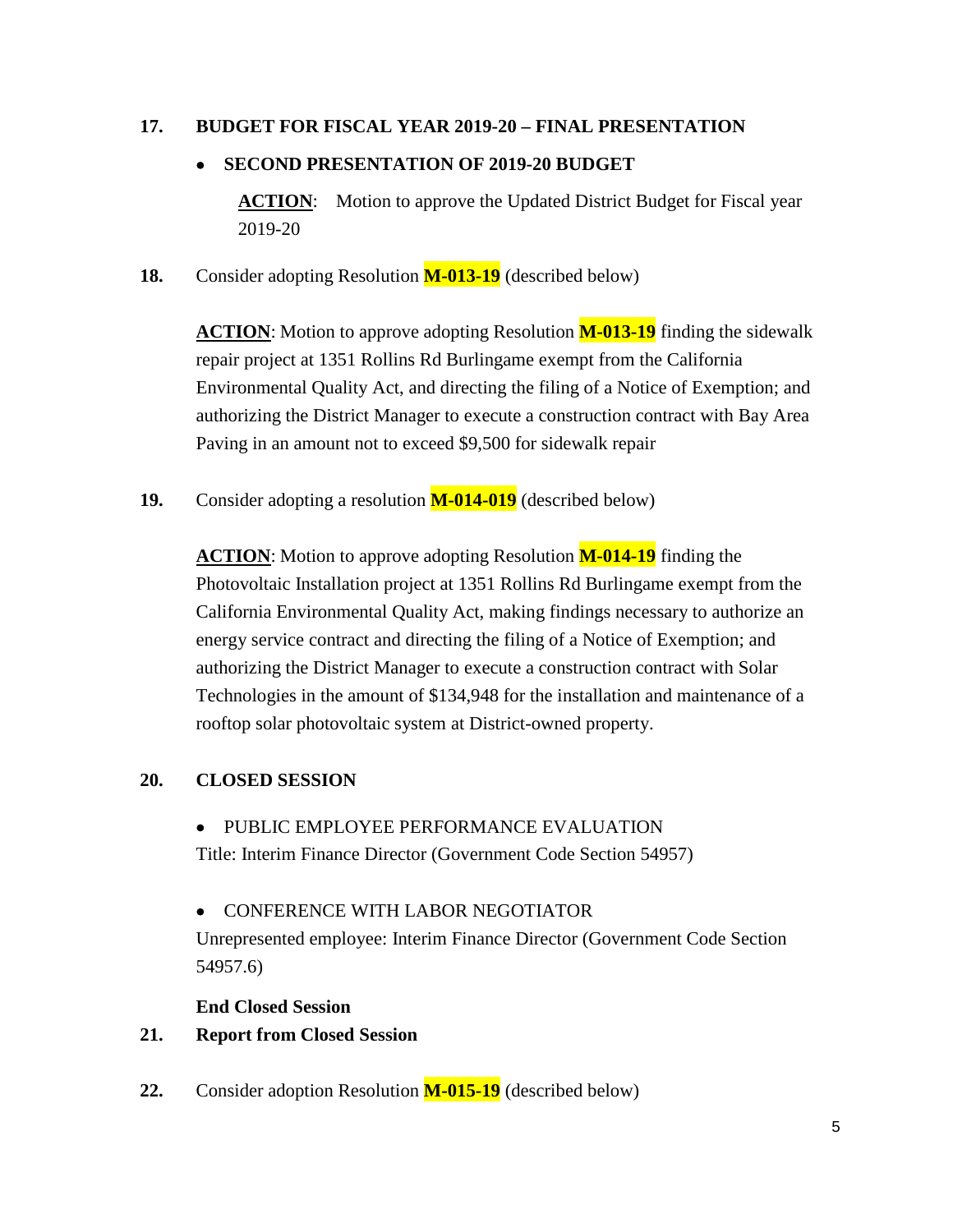**17. BUDGET FOR FISCAL YEAR 2019-20 – FINAL PRESENTATION**

- **SECOND PRESENTATION OF 2019-20 BUDGET**

  **ACTION**: Motion to approve the Updated District Budget for Fiscal year 2019-20

**18.** Consider adopting Resolution **M-013-19** (described below)

**ACTION**: Motion to approve adopting Resolution **M-013-19** finding the sidewalk repair project at 1351 Rollins Rd Burlingame exempt from the California Environmental Quality Act, and directing the filing of a Notice of Exemption; and authorizing the District Manager to execute a construction contract with Bay Area Paving in an amount not to exceed $9,500 for sidewalk repair

**19.** Consider adopting a resolution **M-014-019** (described below)

**ACTION**: Motion to approve adopting Resolution **M-014-19** finding the Photovoltaic Installation project at 1351 Rollins Rd Burlingame exempt from the California Environmental Quality Act, making findings necessary to authorize an energy service contract and directing the filing of a Notice of Exemption; and authorizing the District Manager to execute a construction contract with Solar Technologies in the amount of $134,948 for the installation and maintenance of a rooftop solar photovoltaic system at District-owned property.

**20. CLOSED SESSION**

- PUBLIC EMPLOYEE PERFORMANCE EVALUATION

Title: Interim Finance Director (Government Code Section 54957)

- CONFERENCE WITH LABOR NEGOTIATOR

Unrepresented employee: Interim Finance Director (Government Code Section 54957.6)

**End Closed Session**

**21. Report from Closed Session**

**22.** Consider adoption Resolution **M-015-19** (described below)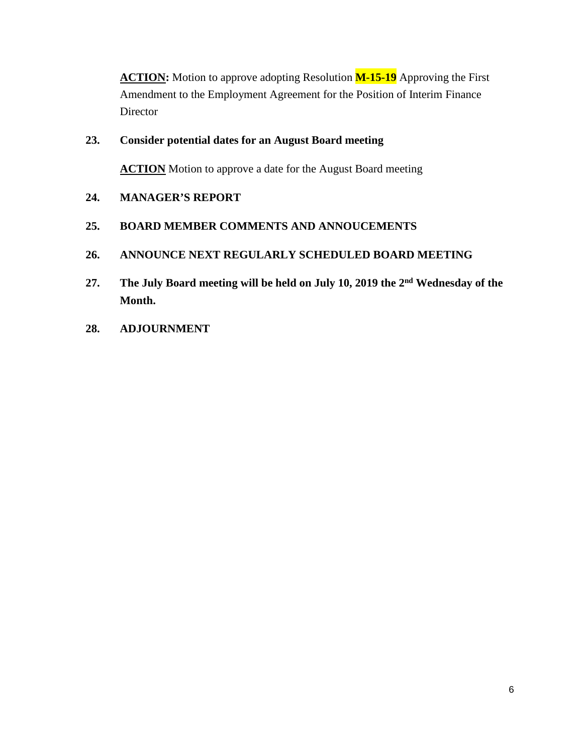**ACTION:** Motion to approve adopting Resolution **M-15-19** Approving the First Amendment to the Employment Agreement for the Position of Interim Finance Director

**23. Consider potential dates for an August Board meeting**

**ACTION** Motion to approve a date for the August Board meeting

**24. MANAGER'S REPORT**

**25. BOARD MEMBER COMMENTS AND ANNOUCEMENTS**

**26. ANNOUNCE NEXT REGULARLY SCHEDULED BOARD MEETING**

**27. The July Board meeting will be held on July 10, 2019 the 2nd Wednesday of the Month.**

**28. ADJOURNMENT**